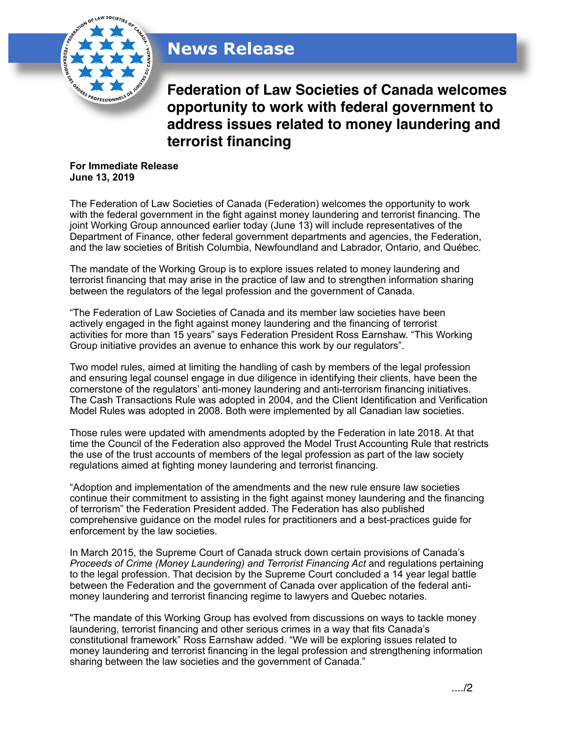# News Release

## Federation of Law Societies of Canada welcomes opportunity to work with federal government to address issues related to money laundering and terrorist financing

**For Immediate Release**
**June 13, 2019**

The Federation of Law Societies of Canada (Federation) welcomes the opportunity to work with the federal government in the fight against money laundering and terrorist financing. The joint Working Group announced earlier today (June 13) will include representatives of the Department of Finance, other federal government departments and agencies, the Federation, and the law societies of British Columbia, Newfoundland and Labrador, Ontario, and Québec.

The mandate of the Working Group is to explore issues related to money laundering and terrorist financing that may arise in the practice of law and to strengthen information sharing between the regulators of the legal profession and the government of Canada.

“The Federation of Law Societies of Canada and its member law societies have been actively engaged in the fight against money laundering and the financing of terrorist activities for more than 15 years” says Federation President Ross Earnshaw. “This Working Group initiative provides an avenue to enhance this work by our regulators”.

Two model rules, aimed at limiting the handling of cash by members of the legal profession and ensuring legal counsel engage in due diligence in identifying their clients, have been the cornerstone of the regulators’ anti-money laundering and anti-terrorism financing initiatives. The Cash Transactions Rule was adopted in 2004, and the Client Identification and Verification Model Rules was adopted in 2008. Both were implemented by all Canadian law societies.

Those rules were updated with amendments adopted by the Federation in late 2018. At that time the Council of the Federation also approved the Model Trust Accounting Rule that restricts the use of the trust accounts of members of the legal profession as part of the law society regulations aimed at fighting money laundering and terrorist financing.

“Adoption and implementation of the amendments and the new rule ensure law societies continue their commitment to assisting in the fight against money laundering and the financing of terrorism” the Federation President added. The Federation has also published comprehensive guidance on the model rules for practitioners and a best-practices guide for enforcement by the law societies.

In March 2015, the Supreme Court of Canada struck down certain provisions of Canada’s *Proceeds of Crime (Money Laundering) and Terrorist Financing Act* and regulations pertaining to the legal profession. That decision by the Supreme Court concluded a 14 year legal battle between the Federation and the government of Canada over application of the federal anti-money laundering and terrorist financing regime to lawyers and Quebec notaries.

"The mandate of this Working Group has evolved from discussions on ways to tackle money laundering, terrorist financing and other serious crimes in a way that fits Canada’s constitutional framework” Ross Earnshaw added. “We will be exploring issues related to money laundering and terrorist financing in the legal profession and strengthening information sharing between the law societies and the government of Canada.”

..../2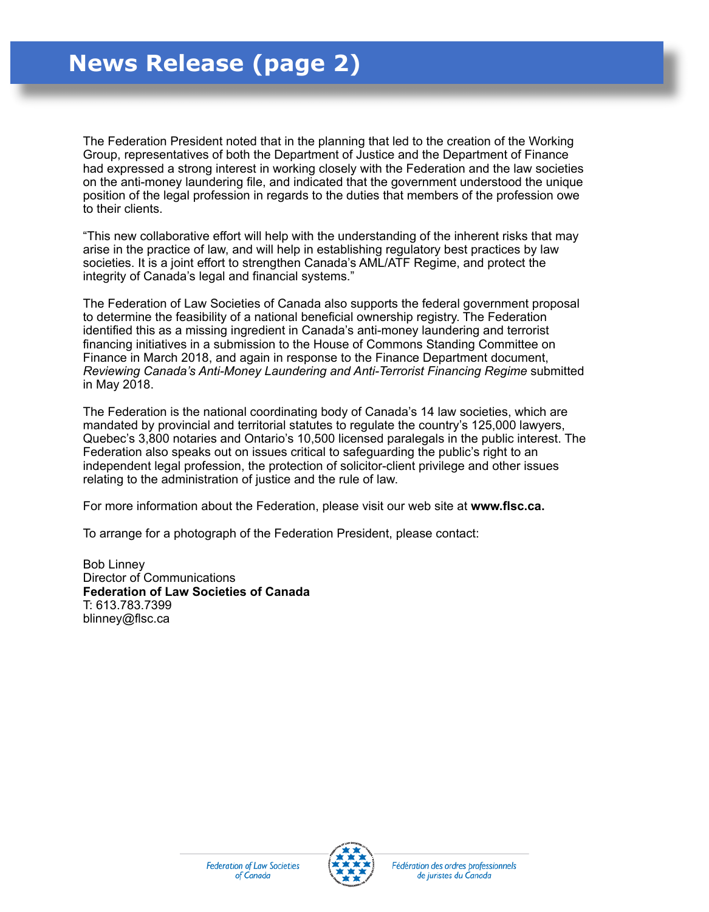# News Release (page 2)

The Federation President noted that in the planning that led to the creation of the Working Group, representatives of both the Department of Justice and the Department of Finance had expressed a strong interest in working closely with the Federation and the law societies on the anti-money laundering file, and indicated that the government understood the unique position of the legal profession in regards to the duties that members of the profession owe to their clients.

“This new collaborative effort will help with the understanding of the inherent risks that may arise in the practice of law, and will help in establishing regulatory best practices by law societies. It is a joint effort to strengthen Canada’s AML/ATF Regime, and protect the integrity of Canada’s legal and financial systems.”

The Federation of Law Societies of Canada also supports the federal government proposal to determine the feasibility of a national beneficial ownership registry. The Federation identified this as a missing ingredient in Canada’s anti-money laundering and terrorist financing initiatives in a submission to the House of Commons Standing Committee on Finance in March 2018, and again in response to the Finance Department document, *Reviewing Canada’s Anti-Money Laundering and Anti-Terrorist Financing Regime* submitted in May 2018.

The Federation is the national coordinating body of Canada’s 14 law societies, which are mandated by provincial and territorial statutes to regulate the country’s 125,000 lawyers, Quebec’s 3,800 notaries and Ontario’s 10,500 licensed paralegals in the public interest. The Federation also speaks out on issues critical to safeguarding the public’s right to an independent legal profession, the protection of solicitor-client privilege and other issues relating to the administration of justice and the rule of law.

For more information about the Federation, please visit our web site at **www.flsc.ca.**

To arrange for a photograph of the Federation President, please contact:

Bob Linney
Director of Communications
**Federation of Law Societies of Canada**
T: 613.783.7399
blinney@flsc.ca

*Federation of Law Societies of Canada* | *Fédération des ordres professionnels de juristes du Canada*